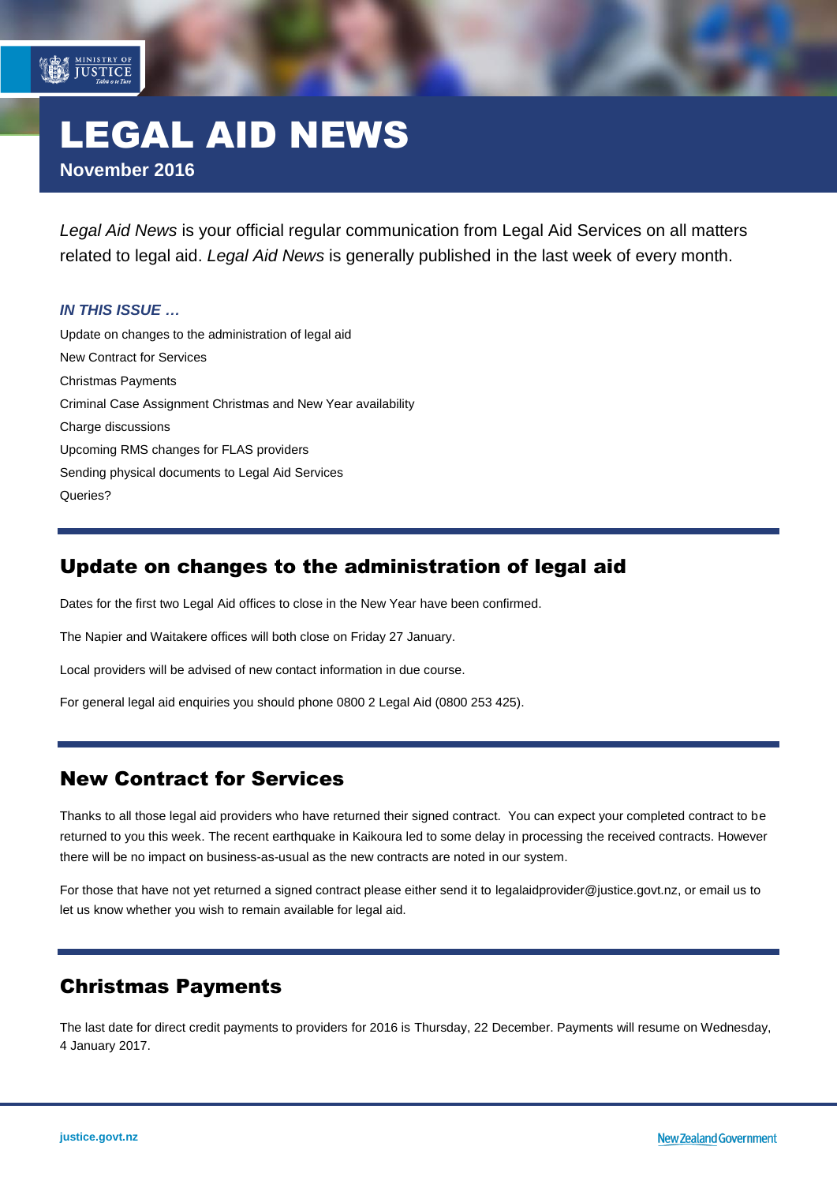# LEGAL AID NEWS

**November 2016**

*Legal Aid News* is your official regular communication from Legal Aid Services on all matters related to legal aid. *Legal Aid News* is generally published in the last week of every month.

### *IN THIS ISSUE …*

Update on changes to the administration of legal aid

New Contract for Services

Christmas Payments

Criminal Case Assignment Christmas and New Year availability

Charge discussions

Upcoming RMS changes for FLAS providers

Sending physical documents to Legal Aid Services

Queries?

## Update on changes to the administration of legal aid

Dates for the first two Legal Aid offices to close in the New Year have been confirmed.

The Napier and Waitakere offices will both close on Friday 27 January.

Local providers will be advised of new contact information in due course.

For general legal aid enquiries you should phone 0800 2 Legal Aid (0800 253 425).

## New Contract for Services

Thanks to all those legal aid providers who have returned their signed contract. You can expect your completed contract to be returned to you this week. The recent earthquake in Kaikoura led to some delay in processing the received contracts. However there will be no impact on business-as-usual as the new contracts are noted in our system.

For those that have not yet returned a signed contract please either send it to legalaidprovider@justice.govt.nz, or email us to let us know whether you wish to remain available for legal aid.

## Christmas Payments

The last date for direct credit payments to providers for 2016 is Thursday, 22 December. Payments will resume on Wednesday, 4 January 2017.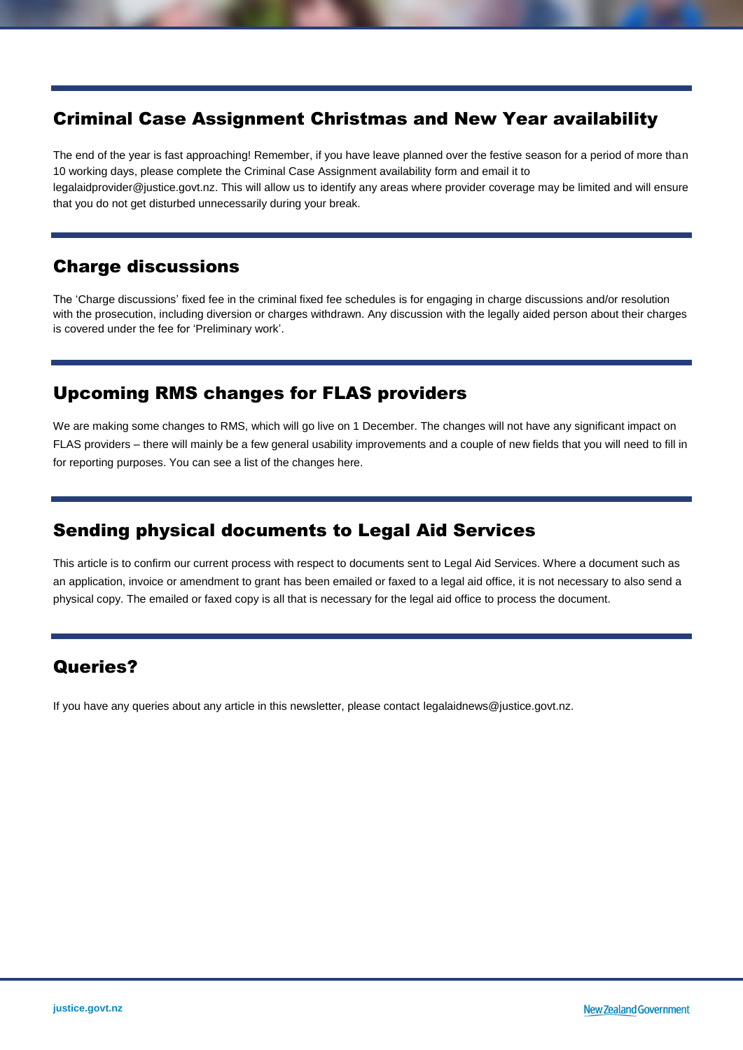## Criminal Case Assignment Christmas and New Year availability

The end of the year is fast approaching! Remember, if you have leave planned over the festive season for a period of more than 10 working days, please complete the Criminal Case Assignment availability form and email it to legalaidprovider@justice.govt.nz. This will allow us to identify any areas where provider coverage may be limited and will ensure that you do not get disturbed unnecessarily during your break.

## Charge discussions

The 'Charge discussions' fixed fee in the criminal fixed fee schedules is for engaging in charge discussions and/or resolution with the prosecution, including diversion or charges withdrawn. Any discussion with the legally aided person about their charges is covered under the fee for 'Preliminary work'.

## Upcoming RMS changes for FLAS providers

We are making some changes to RMS, which will go live on 1 December. The changes will not have any significant impact on FLAS providers – there will mainly be a few general usability improvements and a couple of new fields that you will need to fill in for reporting purposes. You can see a list of the changes here.

## Sending physical documents to Legal Aid Services

This article is to confirm our current process with respect to documents sent to Legal Aid Services. Where a document such as an application, invoice or amendment to grant has been emailed or faxed to a legal aid office, it is not necessary to also send a physical copy. The emailed or faxed copy is all that is necessary for the legal aid office to process the document.

## Queries?

If you have any queries about any article in this newsletter, please contact legalaidnews@justice.govt.nz.